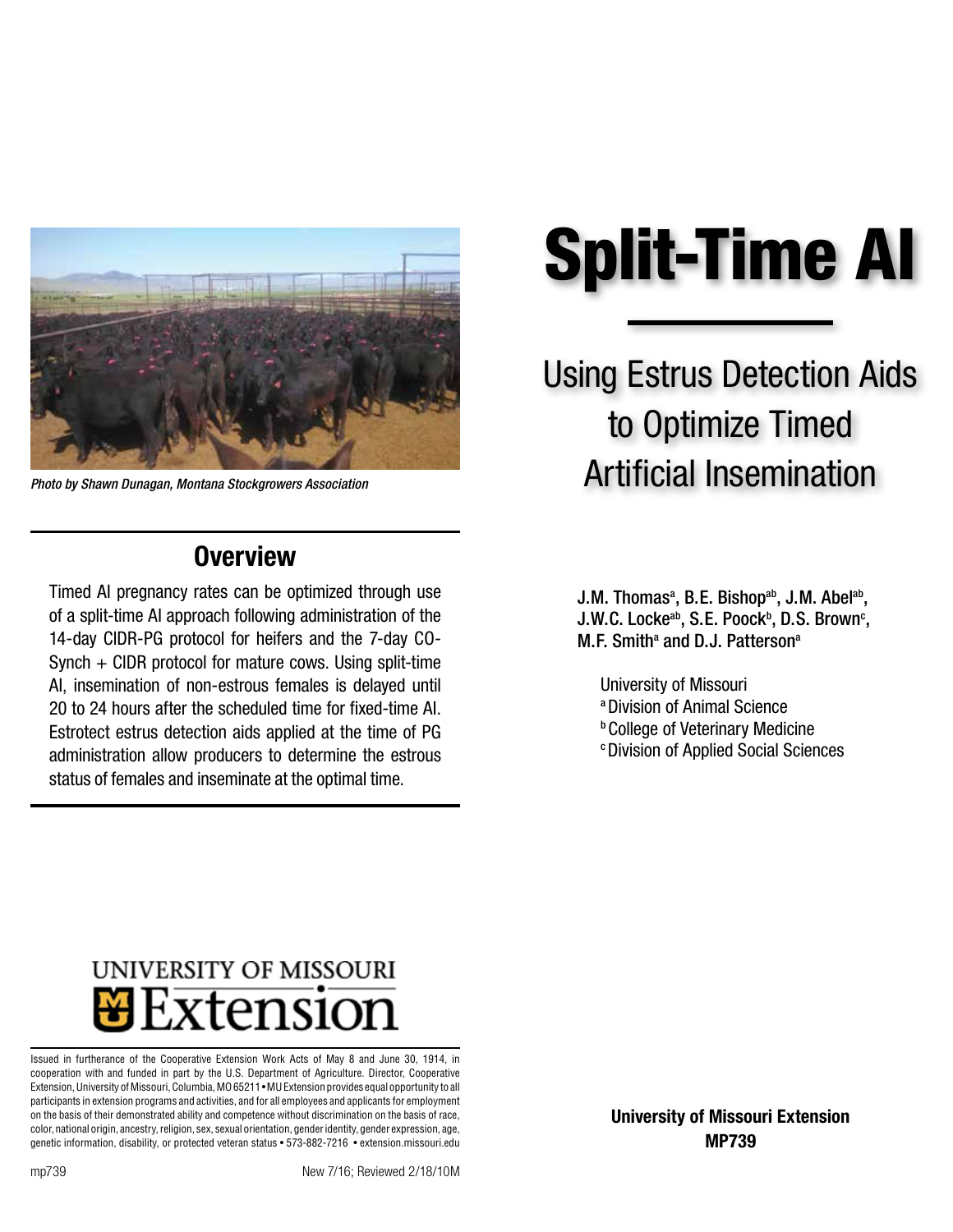# Split-Time AI

## Using Estrus Detection Aids to Optimize Timed Artificial Insemination

*Photo by Shawn Dunagan, Montana Stockgrowers Association*

J.M. Thomas[a], B.E. Bishop[ab], J.M. Abel[ab], J.W.C. Locke[ab], S.E. Poock[b], D.S. Brown[c], M.F. Smith[a] and D.J. Patterson[a]

University of Missouri
[a] Division of Animal Science
[b] College of Veterinary Medicine
[c] Division of Applied Social Sciences

## Overview

Timed AI pregnancy rates can be optimized through use of a split-time AI approach following administration of the 14-day CIDR-PG protocol for heifers and the 7-day CO-Synch + CIDR protocol for mature cows. Using split-time AI, insemination of non-estrous females is delayed until 20 to 24 hours after the scheduled time for fixed-time AI. Estrotect estrus detection aids applied at the time of PG administration allow producers to determine the estrous status of females and inseminate at the optimal time.

UNIVERSITY OF MISSOURI Extension

Issued in furtherance of the Cooperative Extension Work Acts of May 8 and June 30, 1914, in cooperation with and funded in part by the U.S. Department of Agriculture. Director, Cooperative Extension, University of Missouri, Columbia, MO 65211 • MU Extension provides equal opportunity to all participants in extension programs and activities, and for all employees and applicants for employment on the basis of their demonstrated ability and competence without discrimination on the basis of race, color, national origin, ancestry, religion, sex, sexual orientation, gender identity, gender expression, age, genetic information, disability, or protected veteran status • 573-882-7216 • extension.missouri.edu

mp739 New 7/16; Reviewed 2/18/10M

**University of Missouri Extension**
**MP739**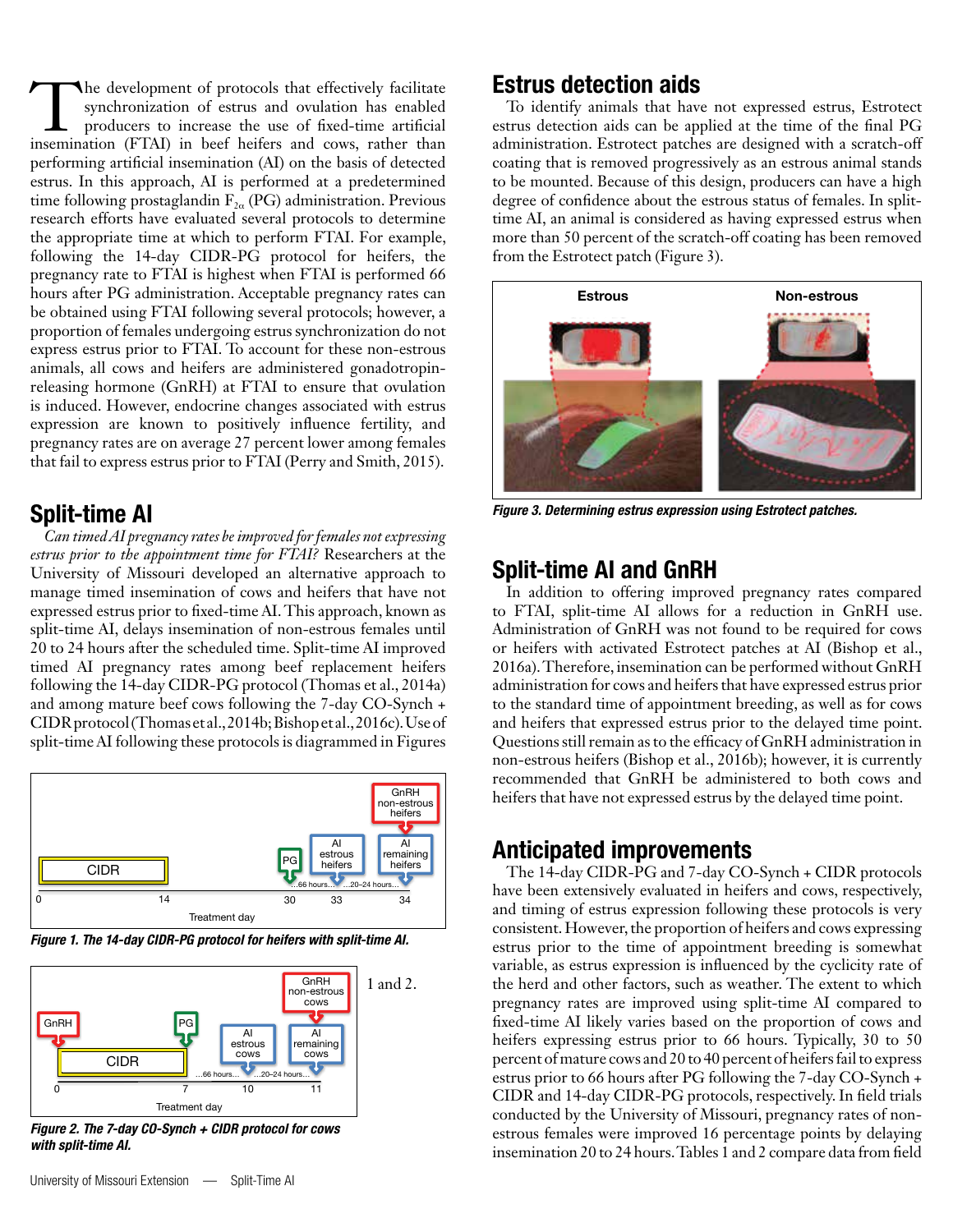The development of protocols that effectively facilitate synchronization of estrus and ovulation has enabled producers to increase the use of fixed-time artificial insemination (FTAI) in beef heifers and cows, rather than performing artificial insemination (AI) on the basis of detected estrus. In this approach, AI is performed at a predetermined time following prostaglandin $F_{2\alpha}$ (PG) administration. Previous research efforts have evaluated several protocols to determine the appropriate time at which to perform FTAI. For example, following the 14-day CIDR-PG protocol for heifers, the pregnancy rate to FTAI is highest when FTAI is performed 66 hours after PG administration. Acceptable pregnancy rates can be obtained using FTAI following several protocols; however, a proportion of females undergoing estrus synchronization do not express estrus prior to FTAI. To account for these non-estrous animals, all cows and heifers are administered gonadotropin-releasing hormone (GnRH) at FTAI to ensure that ovulation is induced. However, endocrine changes associated with estrus expression are known to positively influence fertility, and pregnancy rates are on average 27 percent lower among females that fail to express estrus prior to FTAI (Perry and Smith, 2015).

## Split-time AI

*Can timed AI pregnancy rates be improved for females not expressing estrus prior to the appointment time for FTAI?* Researchers at the University of Missouri developed an alternative approach to manage timed insemination of cows and heifers that have not expressed estrus prior to fixed-time AI. This approach, known as split-time AI, delays insemination of non-estrous females until 20 to 24 hours after the scheduled time. Split-time AI improved timed AI pregnancy rates among beef replacement heifers following the 14-day CIDR-PG protocol (Thomas et al., 2014a) and among mature beef cows following the 7-day CO-Synch + CIDR protocol (Thomas et al., 2014b; Bishop et al., 2016c). Use of split-time AI following these protocols is diagrammed in Figures 1 and 2.

**Figure 1. The 14-day CIDR-PG protocol for heifers with split-time AI.**

**Figure 2. The 7-day CO-Synch + CIDR protocol for cows with split-time AI.**

## Estrus detection aids

To identify animals that have not expressed estrus, Estrotect estrus detection aids can be applied at the time of the final PG administration. Estrotect patches are designed with a scratch-off coating that is removed progressively as an estrous animal stands to be mounted. Because of this design, producers can have a high degree of confidence about the estrous status of females. In split-time AI, an animal is considered as having expressed estrus when more than 50 percent of the scratch-off coating has been removed from the Estrotect patch (Figure 3).

**Figure 3. Determining estrus expression using Estrotect patches.**

## Split-time AI and GnRH

In addition to offering improved pregnancy rates compared to FTAI, split-time AI allows for a reduction in GnRH use. Administration of GnRH was not found to be required for cows or heifers with activated Estrotect patches at AI (Bishop et al., 2016a). Therefore, insemination can be performed without GnRH administration for cows and heifers that have expressed estrus prior to the standard time of appointment breeding, as well as for cows and heifers that expressed estrus prior to the delayed time point. Questions still remain as to the efficacy of GnRH administration in non-estrous heifers (Bishop et al., 2016b); however, it is currently recommended that GnRH be administered to both cows and heifers that have not expressed estrus by the delayed time point.

## Anticipated improvements

The 14-day CIDR-PG and 7-day CO-Synch + CIDR protocols have been extensively evaluated in heifers and cows, respectively, and timing of estrus expression following these protocols is very consistent. However, the proportion of heifers and cows expressing estrus prior to the time of appointment breeding is somewhat variable, as estrus expression is influenced by the cyclicity rate of the herd and other factors, such as weather. The extent to which pregnancy rates are improved using split-time AI compared to fixed-time AI likely varies based on the proportion of cows and heifers expressing estrus prior to 66 hours. Typically, 30 to 50 percent of mature cows and 20 to 40 percent of heifers fail to express estrus prior to 66 hours after PG following the 7-day CO-Synch + CIDR and 14-day CIDR-PG protocols, respectively. In field trials conducted by the University of Missouri, pregnancy rates of non-estrous females were improved 16 percentage points by delaying insemination 20 to 24 hours. Tables 1 and 2 compare data from field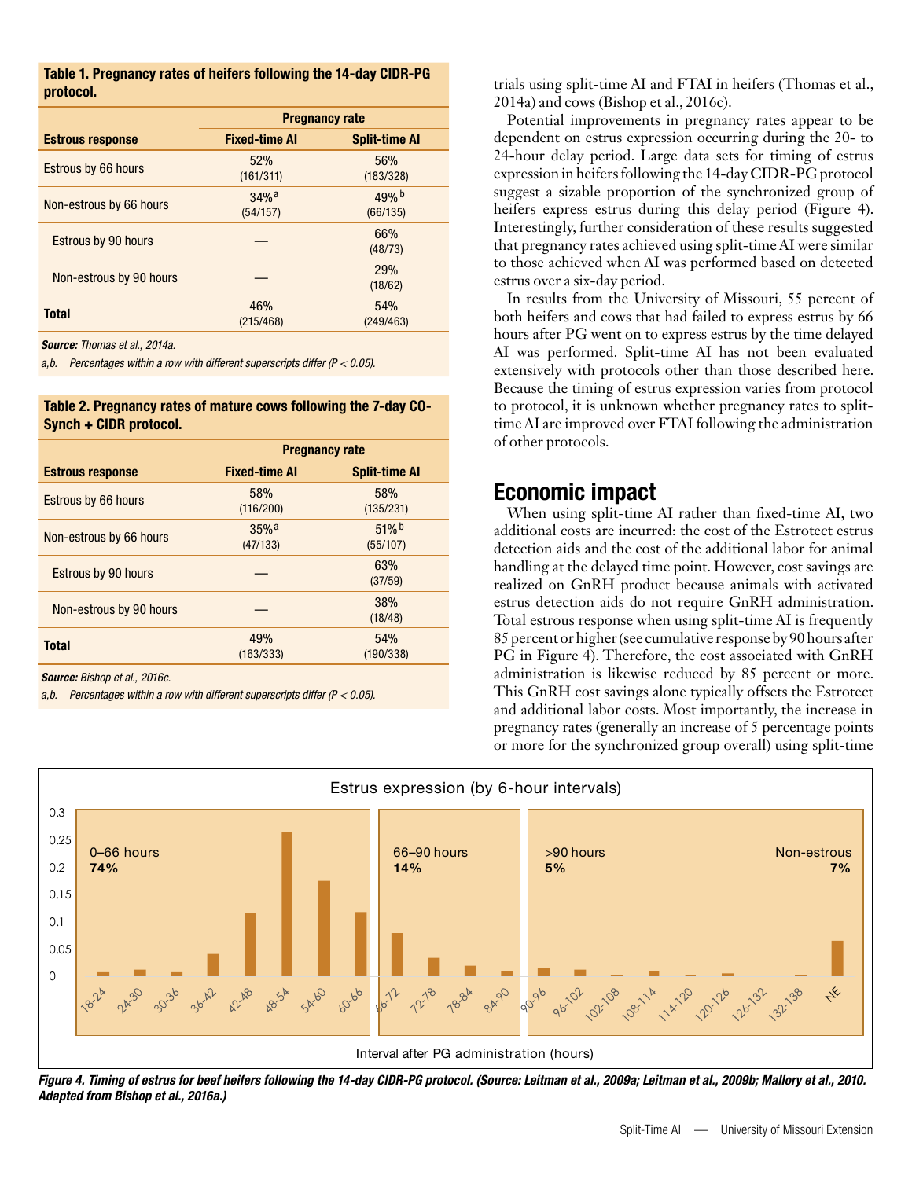**Table 1. Pregnancy rates of heifers following the 14-day CIDR-PG protocol.**

| Estrous response | Pregnancy rate | |
|---|---|---|
| | Fixed-time AI | Split-time AI |
| Estrous by 66 hours | 52% (161/311) | 56% (183/328) |
| Non-estrous by 66 hours | 34%[a] (54/157) | 49%[b] (66/135) |
| Estrous by 90 hours | — | 66% (48/73) |
| Non-estrous by 90 hours | — | 29% (18/62) |
| **Total** | 46% (215/468) | 54% (249/463) |

***Source:*** *Thomas et al., 2014a.*

*a,b. Percentages within a row with different superscripts differ (P < 0.05).*

**Table 2. Pregnancy rates of mature cows following the 7-day CO-Synch + CIDR protocol.**

| Estrous response | Pregnancy rate | |
|---|---|---|
| | Fixed-time AI | Split-time AI |
| Estrous by 66 hours | 58% (116/200) | 58% (135/231) |
| Non-estrous by 66 hours | 35%[a] (47/133) | 51%[b] (55/107) |
| Estrous by 90 hours | — | 63% (37/59) |
| Non-estrous by 90 hours | — | 38% (18/48) |
| **Total** | 49% (163/333) | 54% (190/338) |

***Source:*** *Bishop et al., 2016c.*

*a,b. Percentages within a row with different superscripts differ (P < 0.05).*

trials using split-time AI and FTAI in heifers (Thomas et al., 2014a) and cows (Bishop et al., 2016c).

Potential improvements in pregnancy rates appear to be dependent on estrus expression occurring during the 20- to 24-hour delay period. Large data sets for timing of estrus expression in heifers following the 14-day CIDR-PG protocol suggest a sizable proportion of the synchronized group of heifers express estrus during this delay period (Figure 4). Interestingly, further consideration of these results suggested that pregnancy rates achieved using split-time AI were similar to those achieved when AI was performed based on detected estrus over a six-day period.

In results from the University of Missouri, 55 percent of both heifers and cows that had failed to express estrus by 66 hours after PG went on to express estrus by the time delayed AI was performed. Split-time AI has not been evaluated extensively with protocols other than those described here. Because the timing of estrus expression varies from protocol to protocol, it is unknown whether pregnancy rates to split-time AI are improved over FTAI following the administration of other protocols.

## Economic impact

When using split-time AI rather than fixed-time AI, two additional costs are incurred: the cost of the Estrotect estrus detection aids and the cost of the additional labor for animal handling at the delayed time point. However, cost savings are realized on GnRH product because animals with activated estrus detection aids do not require GnRH administration. Total estrous response when using split-time AI is frequently 85 percent or higher (see cumulative response by 90 hours after PG in Figure 4). Therefore, the cost associated with GnRH administration is likewise reduced by 85 percent or more. This GnRH cost savings alone typically offsets the Estrotect and additional labor costs. Most importantly, the increase in pregnancy rates (generally an increase of 5 percentage points or more for the synchronized group overall) using split-time

Estrus expression (by 6-hour intervals)

0–66 hours **74%** | 66–90 hours **14%** | >90 hours **5%** | Non-estrous **7%**

Interval after PG administration (hours)

***Figure 4. Timing of estrus for beef heifers following the 14-day CIDR-PG protocol. (Source: Leitman et al., 2009a; Leitman et al., 2009b; Mallory et al., 2010. Adapted from Bishop et al., 2016a.)***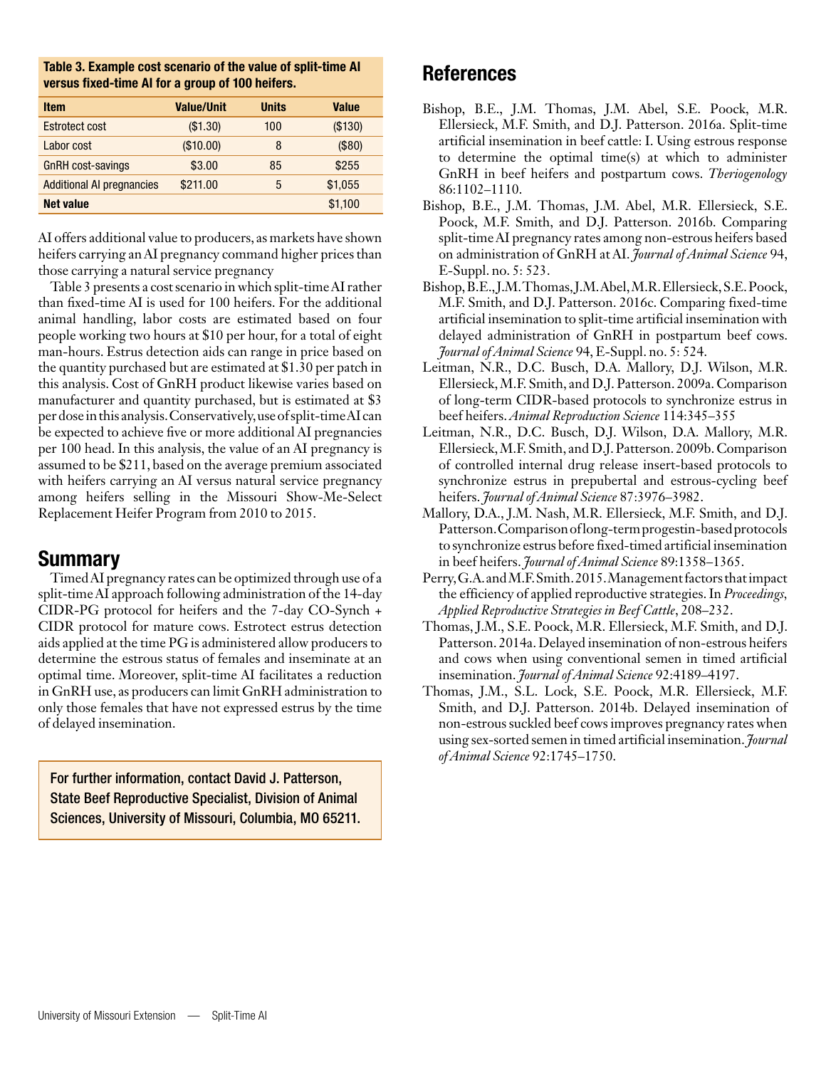**Table 3. Example cost scenario of the value of split-time AI versus fixed-time AI for a group of 100 heifers.**

| Item | Value/Unit | Units | Value |
|---|---|---|---|
| Estrotect cost | ($1.30) | 100 | ($130) |
| Labor cost | ($10.00) | 8 | ($80) |
| GnRH cost-savings | $3.00 | 85 | $255 |
| Additional AI pregnancies | $211.00 | 5 | $1,055 |
| **Net value** | | | $1,100 |

AI offers additional value to producers, as markets have shown heifers carrying an AI pregnancy command higher prices than those carrying a natural service pregnancy

Table 3 presents a cost scenario in which split-time AI rather than fixed-time AI is used for 100 heifers. For the additional animal handling, labor costs are estimated based on four people working two hours at $10 per hour, for a total of eight man-hours. Estrus detection aids can range in price based on the quantity purchased but are estimated at $1.30 per patch in this analysis. Cost of GnRH product likewise varies based on manufacturer and quantity purchased, but is estimated at $3 per dose in this analysis. Conservatively, use of split-time AI can be expected to achieve five or more additional AI pregnancies per 100 head. In this analysis, the value of an AI pregnancy is assumed to be $211, based on the average premium associated with heifers carrying an AI versus natural service pregnancy among heifers selling in the Missouri Show-Me-Select Replacement Heifer Program from 2010 to 2015.

## Summary

Timed AI pregnancy rates can be optimized through use of a split-time AI approach following administration of the 14-day CIDR-PG protocol for heifers and the 7-day CO-Synch + CIDR protocol for mature cows. Estrotect estrus detection aids applied at the time PG is administered allow producers to determine the estrous status of females and inseminate at an optimal time. Moreover, split-time AI facilitates a reduction in GnRH use, as producers can limit GnRH administration to only those females that have not expressed estrus by the time of delayed insemination.

**For further information, contact David J. Patterson, State Beef Reproductive Specialist, Division of Animal Sciences, University of Missouri, Columbia, MO 65211.**

## References

Bishop, B.E., J.M. Thomas, J.M. Abel, S.E. Poock, M.R. Ellersieck, M.F. Smith, and D.J. Patterson. 2016a. Split-time artificial insemination in beef cattle: I. Using estrous response to determine the optimal time(s) at which to administer GnRH in beef heifers and postpartum cows. *Theriogenology* 86:1102–1110.

Bishop, B.E., J.M. Thomas, J.M. Abel, M.R. Ellersieck, S.E. Poock, M.F. Smith, and D.J. Patterson. 2016b. Comparing split-time AI pregnancy rates among non-estrous heifers based on administration of GnRH at AI. *Journal of Animal Science* 94, E-Suppl. no. 5: 523.

Bishop, B.E., J.M. Thomas, J.M. Abel, M.R. Ellersieck, S.E. Poock, M.F. Smith, and D.J. Patterson. 2016c. Comparing fixed-time artificial insemination to split-time artificial insemination with delayed administration of GnRH in postpartum beef cows. *Journal of Animal Science* 94, E-Suppl. no. 5: 524.

Leitman, N.R., D.C. Busch, D.A. Mallory, D.J. Wilson, M.R. Ellersieck, M.F. Smith, and D.J. Patterson. 2009a. Comparison of long-term CIDR-based protocols to synchronize estrus in beef heifers. *Animal Reproduction Science* 114:345–355

Leitman, N.R., D.C. Busch, D.J. Wilson, D.A. Mallory, M.R. Ellersieck, M.F. Smith, and D.J. Patterson. 2009b. Comparison of controlled internal drug release insert-based protocols to synchronize estrus in prepubertal and estrous-cycling beef heifers. *Journal of Animal Science* 87:3976–3982.

Mallory, D.A., J.M. Nash, M.R. Ellersieck, M.F. Smith, and D.J. Patterson. Comparison of long-term progestin-based protocols to synchronize estrus before fixed-timed artificial insemination in beef heifers. *Journal of Animal Science* 89:1358–1365.

Perry, G.A. and M.F. Smith. 2015. Management factors that impact the efficiency of applied reproductive strategies. In *Proceedings, Applied Reproductive Strategies in Beef Cattle*, 208–232.

Thomas, J.M., S.E. Poock, M.R. Ellersieck, M.F. Smith, and D.J. Patterson. 2014a. Delayed insemination of non-estrous heifers and cows when using conventional semen in timed artificial insemination. *Journal of Animal Science* 92:4189–4197.

Thomas, J.M., S.L. Lock, S.E. Poock, M.R. Ellersieck, M.F. Smith, and D.J. Patterson. 2014b. Delayed insemination of non-estrous suckled beef cows improves pregnancy rates when using sex-sorted semen in timed artificial insemination. *Journal of Animal Science* 92:1745–1750.